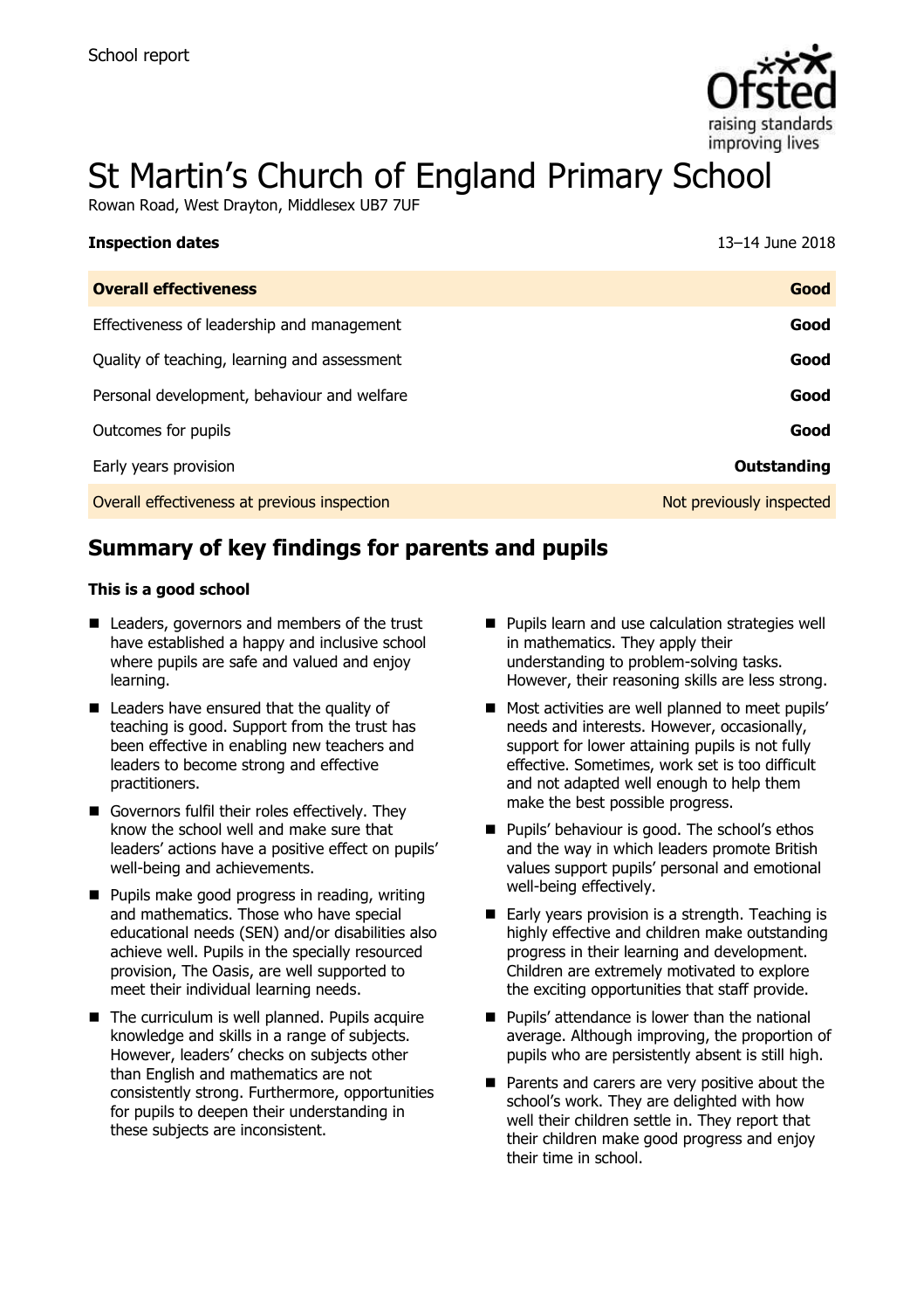School report

# St Martin's Church of England Primary School

Rowan Road, West Drayton, Middlesex UB7 7UF

| **Inspection dates** | 13–14 June 2018 |
|---|---|
| **Overall effectiveness** | **Good** |
| Effectiveness of leadership and management | **Good** |
| Quality of teaching, learning and assessment | **Good** |
| Personal development, behaviour and welfare | **Good** |
| Outcomes for pupils | **Good** |
| Early years provision | **Outstanding** |
| Overall effectiveness at previous inspection | Not previously inspected |

## Summary of key findings for parents and pupils

**This is a good school**

- Leaders, governors and members of the trust have established a happy and inclusive school where pupils are safe and valued and enjoy learning.
- Leaders have ensured that the quality of teaching is good. Support from the trust has been effective in enabling new teachers and leaders to become strong and effective practitioners.
- Governors fulfil their roles effectively. They know the school well and make sure that leaders' actions have a positive effect on pupils' well-being and achievements.
- Pupils make good progress in reading, writing and mathematics. Those who have special educational needs (SEN) and/or disabilities also achieve well. Pupils in the specially resourced provision, The Oasis, are well supported to meet their individual learning needs.
- The curriculum is well planned. Pupils acquire knowledge and skills in a range of subjects. However, leaders' checks on subjects other than English and mathematics are not consistently strong. Furthermore, opportunities for pupils to deepen their understanding in these subjects are inconsistent.
- Pupils learn and use calculation strategies well in mathematics. They apply their understanding to problem-solving tasks. However, their reasoning skills are less strong.
- Most activities are well planned to meet pupils' needs and interests. However, occasionally, support for lower attaining pupils is not fully effective. Sometimes, work set is too difficult and not adapted well enough to help them make the best possible progress.
- Pupils' behaviour is good. The school's ethos and the way in which leaders promote British values support pupils' personal and emotional well-being effectively.
- Early years provision is a strength. Teaching is highly effective and children make outstanding progress in their learning and development. Children are extremely motivated to explore the exciting opportunities that staff provide.
- Pupils' attendance is lower than the national average. Although improving, the proportion of pupils who are persistently absent is still high.
- Parents and carers are very positive about the school's work. They are delighted with how well their children settle in. They report that their children make good progress and enjoy their time in school.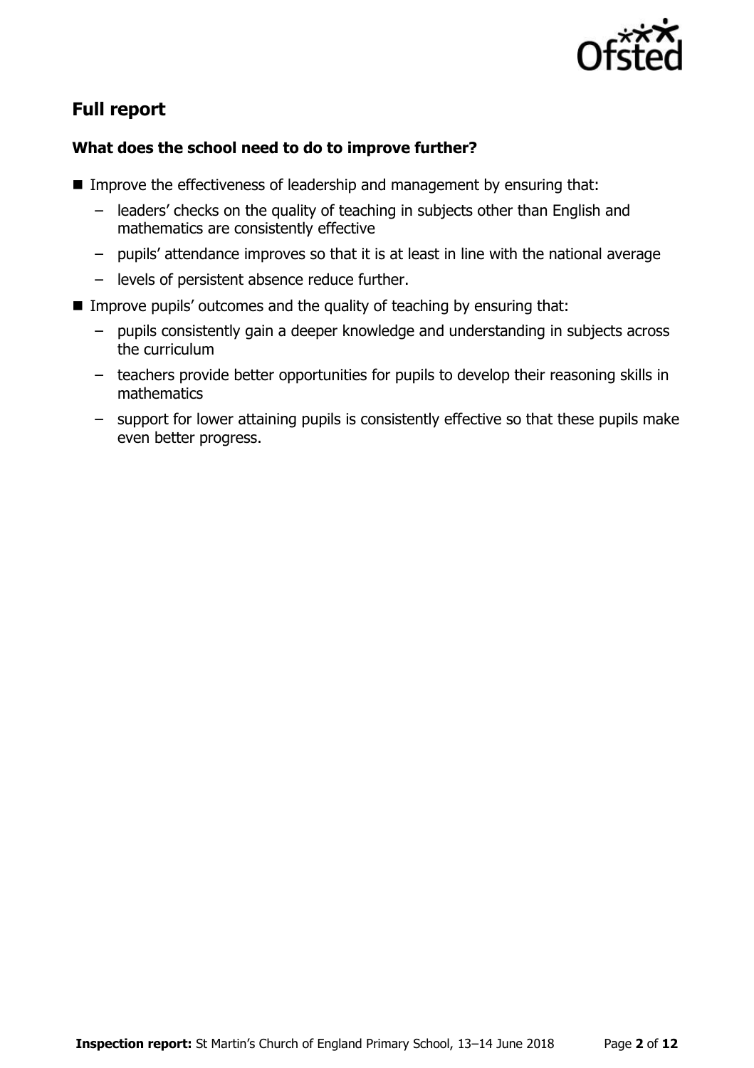## Full report

### What does the school need to do to improve further?

- Improve the effectiveness of leadership and management by ensuring that:
  - leaders' checks on the quality of teaching in subjects other than English and mathematics are consistently effective
  - pupils' attendance improves so that it is at least in line with the national average
  - levels of persistent absence reduce further.
- Improve pupils' outcomes and the quality of teaching by ensuring that:
  - pupils consistently gain a deeper knowledge and understanding in subjects across the curriculum
  - teachers provide better opportunities for pupils to develop their reasoning skills in mathematics
  - support for lower attaining pupils is consistently effective so that these pupils make even better progress.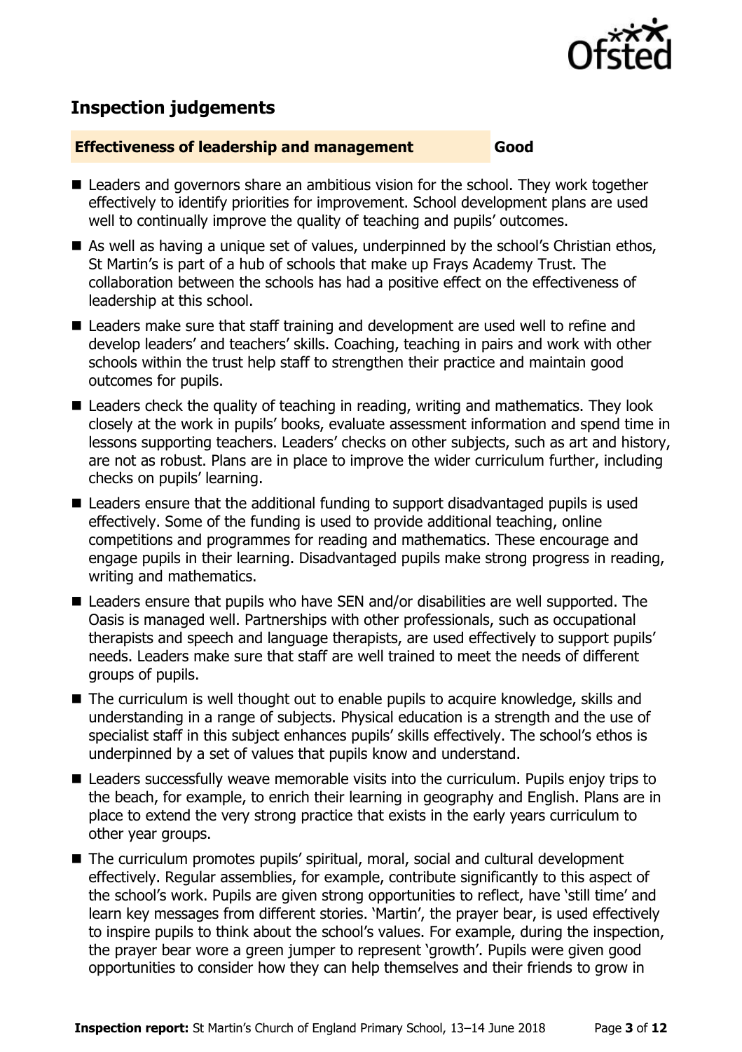## Inspection judgements

**Effectiveness of leadership and management** | **Good**

- Leaders and governors share an ambitious vision for the school. They work together effectively to identify priorities for improvement. School development plans are used well to continually improve the quality of teaching and pupils' outcomes.
- As well as having a unique set of values, underpinned by the school's Christian ethos, St Martin's is part of a hub of schools that make up Frays Academy Trust. The collaboration between the schools has had a positive effect on the effectiveness of leadership at this school.
- Leaders make sure that staff training and development are used well to refine and develop leaders' and teachers' skills. Coaching, teaching in pairs and work with other schools within the trust help staff to strengthen their practice and maintain good outcomes for pupils.
- Leaders check the quality of teaching in reading, writing and mathematics. They look closely at the work in pupils' books, evaluate assessment information and spend time in lessons supporting teachers. Leaders' checks on other subjects, such as art and history, are not as robust. Plans are in place to improve the wider curriculum further, including checks on pupils' learning.
- Leaders ensure that the additional funding to support disadvantaged pupils is used effectively. Some of the funding is used to provide additional teaching, online competitions and programmes for reading and mathematics. These encourage and engage pupils in their learning. Disadvantaged pupils make strong progress in reading, writing and mathematics.
- Leaders ensure that pupils who have SEN and/or disabilities are well supported. The Oasis is managed well. Partnerships with other professionals, such as occupational therapists and speech and language therapists, are used effectively to support pupils' needs. Leaders make sure that staff are well trained to meet the needs of different groups of pupils.
- The curriculum is well thought out to enable pupils to acquire knowledge, skills and understanding in a range of subjects. Physical education is a strength and the use of specialist staff in this subject enhances pupils' skills effectively. The school's ethos is underpinned by a set of values that pupils know and understand.
- Leaders successfully weave memorable visits into the curriculum. Pupils enjoy trips to the beach, for example, to enrich their learning in geography and English. Plans are in place to extend the very strong practice that exists in the early years curriculum to other year groups.
- The curriculum promotes pupils' spiritual, moral, social and cultural development effectively. Regular assemblies, for example, contribute significantly to this aspect of the school's work. Pupils are given strong opportunities to reflect, have 'still time' and learn key messages from different stories. 'Martin', the prayer bear, is used effectively to inspire pupils to think about the school's values. For example, during the inspection, the prayer bear wore a green jumper to represent 'growth'. Pupils were given good opportunities to consider how they can help themselves and their friends to grow in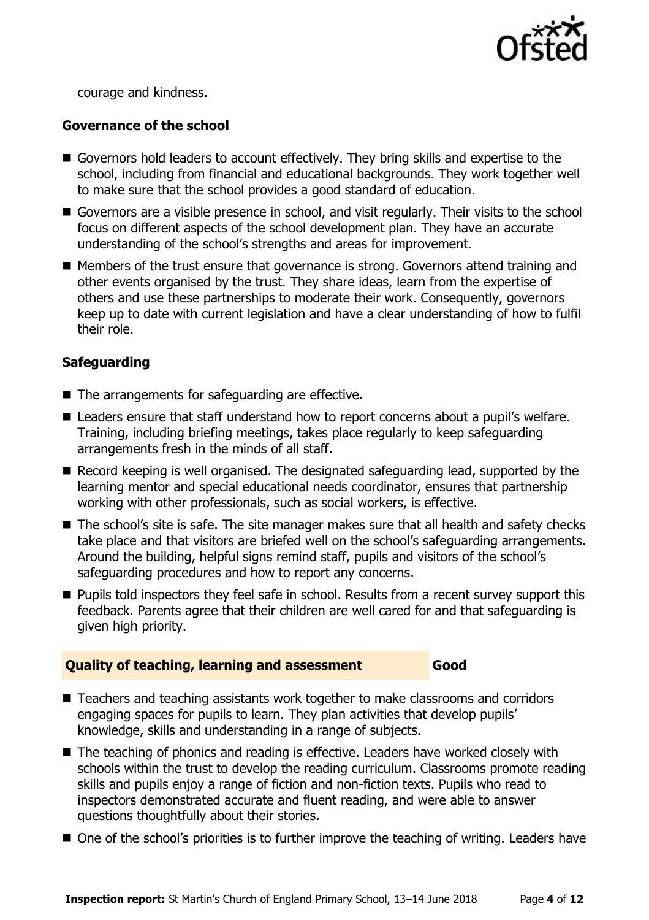courage and kindness.

### Governance of the school

- Governors hold leaders to account effectively. They bring skills and expertise to the school, including from financial and educational backgrounds. They work together well to make sure that the school provides a good standard of education.
- Governors are a visible presence in school, and visit regularly. Their visits to the school focus on different aspects of the school development plan. They have an accurate understanding of the school's strengths and areas for improvement.
- Members of the trust ensure that governance is strong. Governors attend training and other events organised by the trust. They share ideas, learn from the expertise of others and use these partnerships to moderate their work. Consequently, governors keep up to date with current legislation and have a clear understanding of how to fulfil their role.

### Safeguarding

- The arrangements for safeguarding are effective.
- Leaders ensure that staff understand how to report concerns about a pupil's welfare. Training, including briefing meetings, takes place regularly to keep safeguarding arrangements fresh in the minds of all staff.
- Record keeping is well organised. The designated safeguarding lead, supported by the learning mentor and special educational needs coordinator, ensures that partnership working with other professionals, such as social workers, is effective.
- The school's site is safe. The site manager makes sure that all health and safety checks take place and that visitors are briefed well on the school's safeguarding arrangements. Around the building, helpful signs remind staff, pupils and visitors of the school's safeguarding procedures and how to report any concerns.
- Pupils told inspectors they feel safe in school. Results from a recent survey support this feedback. Parents agree that their children are well cared for and that safeguarding is given high priority.

## Quality of teaching, learning and assessment — Good

- Teachers and teaching assistants work together to make classrooms and corridors engaging spaces for pupils to learn. They plan activities that develop pupils' knowledge, skills and understanding in a range of subjects.
- The teaching of phonics and reading is effective. Leaders have worked closely with schools within the trust to develop the reading curriculum. Classrooms promote reading skills and pupils enjoy a range of fiction and non-fiction texts. Pupils who read to inspectors demonstrated accurate and fluent reading, and were able to answer questions thoughtfully about their stories.
- One of the school's priorities is to further improve the teaching of writing. Leaders have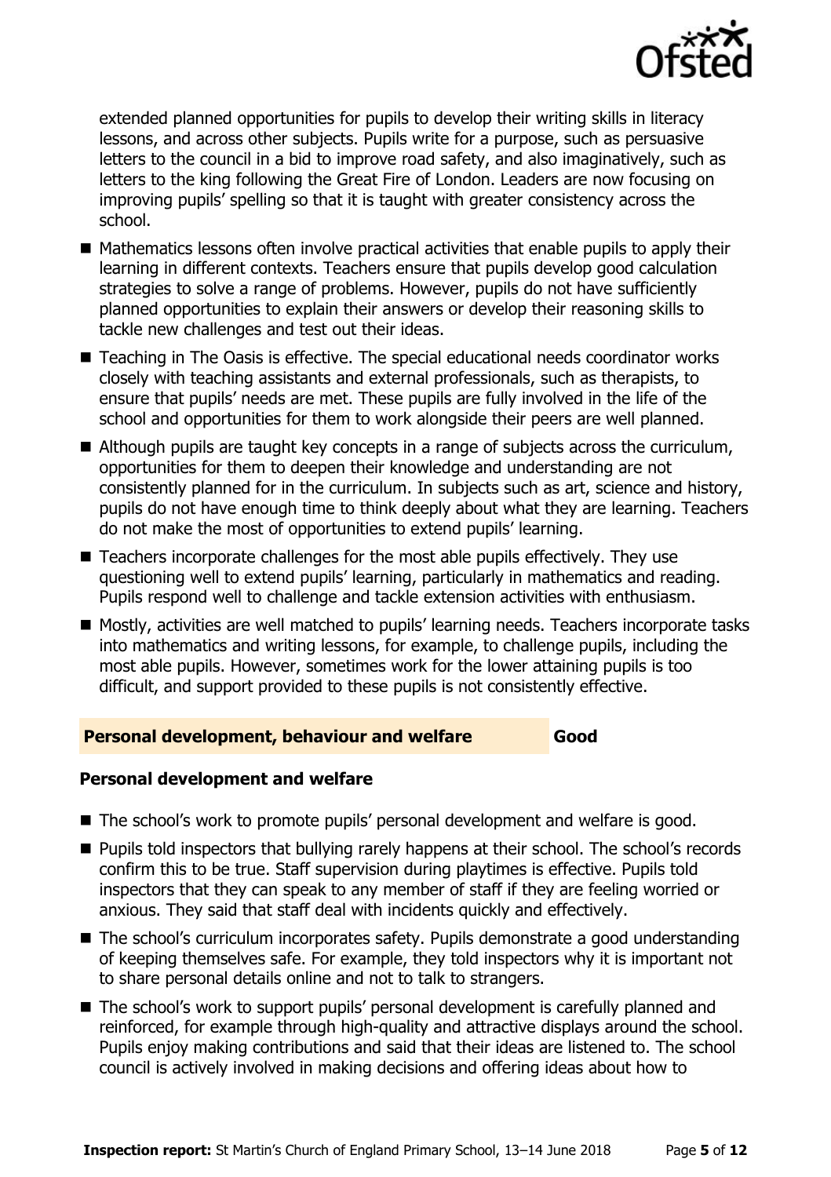extended planned opportunities for pupils to develop their writing skills in literacy lessons, and across other subjects. Pupils write for a purpose, such as persuasive letters to the council in a bid to improve road safety, and also imaginatively, such as letters to the king following the Great Fire of London. Leaders are now focusing on improving pupils' spelling so that it is taught with greater consistency across the school.

- Mathematics lessons often involve practical activities that enable pupils to apply their learning in different contexts. Teachers ensure that pupils develop good calculation strategies to solve a range of problems. However, pupils do not have sufficiently planned opportunities to explain their answers or develop their reasoning skills to tackle new challenges and test out their ideas.
- Teaching in The Oasis is effective. The special educational needs coordinator works closely with teaching assistants and external professionals, such as therapists, to ensure that pupils' needs are met. These pupils are fully involved in the life of the school and opportunities for them to work alongside their peers are well planned.
- Although pupils are taught key concepts in a range of subjects across the curriculum, opportunities for them to deepen their knowledge and understanding are not consistently planned for in the curriculum. In subjects such as art, science and history, pupils do not have enough time to think deeply about what they are learning. Teachers do not make the most of opportunities to extend pupils' learning.
- Teachers incorporate challenges for the most able pupils effectively. They use questioning well to extend pupils' learning, particularly in mathematics and reading. Pupils respond well to challenge and tackle extension activities with enthusiasm.
- Mostly, activities are well matched to pupils' learning needs. Teachers incorporate tasks into mathematics and writing lessons, for example, to challenge pupils, including the most able pupils. However, sometimes work for the lower attaining pupils is too difficult, and support provided to these pupils is not consistently effective.

## Personal development, behaviour and welfare — Good

### Personal development and welfare

- The school's work to promote pupils' personal development and welfare is good.
- Pupils told inspectors that bullying rarely happens at their school. The school's records confirm this to be true. Staff supervision during playtimes is effective. Pupils told inspectors that they can speak to any member of staff if they are feeling worried or anxious. They said that staff deal with incidents quickly and effectively.
- The school's curriculum incorporates safety. Pupils demonstrate a good understanding of keeping themselves safe. For example, they told inspectors why it is important not to share personal details online and not to talk to strangers.
- The school's work to support pupils' personal development is carefully planned and reinforced, for example through high-quality and attractive displays around the school. Pupils enjoy making contributions and said that their ideas are listened to. The school council is actively involved in making decisions and offering ideas about how to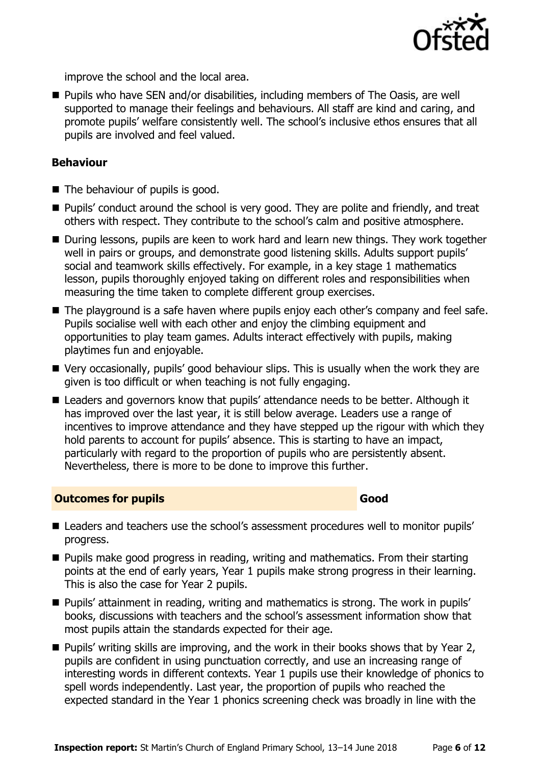improve the school and the local area.

- Pupils who have SEN and/or disabilities, including members of The Oasis, are well supported to manage their feelings and behaviours. All staff are kind and caring, and promote pupils' welfare consistently well. The school's inclusive ethos ensures that all pupils are involved and feel valued.

### Behaviour

- The behaviour of pupils is good.
- Pupils' conduct around the school is very good. They are polite and friendly, and treat others with respect. They contribute to the school's calm and positive atmosphere.
- During lessons, pupils are keen to work hard and learn new things. They work together well in pairs or groups, and demonstrate good listening skills. Adults support pupils' social and teamwork skills effectively. For example, in a key stage 1 mathematics lesson, pupils thoroughly enjoyed taking on different roles and responsibilities when measuring the time taken to complete different group exercises.
- The playground is a safe haven where pupils enjoy each other's company and feel safe. Pupils socialise well with each other and enjoy the climbing equipment and opportunities to play team games. Adults interact effectively with pupils, making playtimes fun and enjoyable.
- Very occasionally, pupils' good behaviour slips. This is usually when the work they are given is too difficult or when teaching is not fully engaging.
- Leaders and governors know that pupils' attendance needs to be better. Although it has improved over the last year, it is still below average. Leaders use a range of incentives to improve attendance and they have stepped up the rigour with which they hold parents to account for pupils' absence. This is starting to have an impact, particularly with regard to the proportion of pupils who are persistently absent. Nevertheless, there is more to be done to improve this further.

## Outcomes for pupils — Good

- Leaders and teachers use the school's assessment procedures well to monitor pupils' progress.
- Pupils make good progress in reading, writing and mathematics. From their starting points at the end of early years, Year 1 pupils make strong progress in their learning. This is also the case for Year 2 pupils.
- Pupils' attainment in reading, writing and mathematics is strong. The work in pupils' books, discussions with teachers and the school's assessment information show that most pupils attain the standards expected for their age.
- Pupils' writing skills are improving, and the work in their books shows that by Year 2, pupils are confident in using punctuation correctly, and use an increasing range of interesting words in different contexts. Year 1 pupils use their knowledge of phonics to spell words independently. Last year, the proportion of pupils who reached the expected standard in the Year 1 phonics screening check was broadly in line with the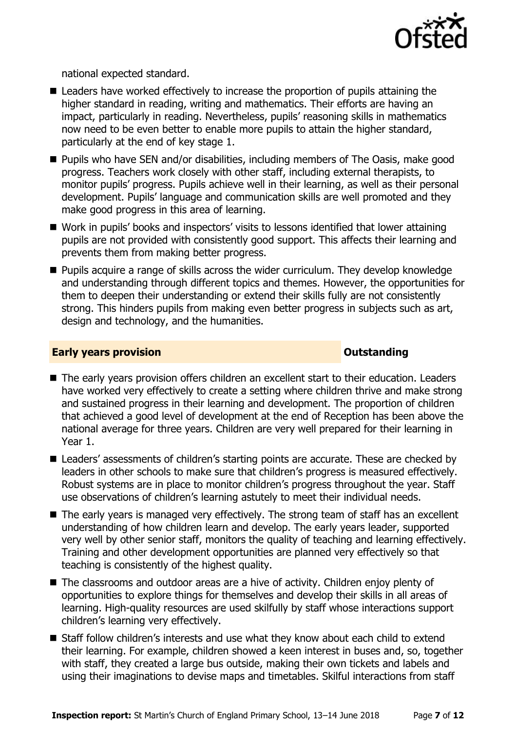national expected standard.

- Leaders have worked effectively to increase the proportion of pupils attaining the higher standard in reading, writing and mathematics. Their efforts are having an impact, particularly in reading. Nevertheless, pupils' reasoning skills in mathematics now need to be even better to enable more pupils to attain the higher standard, particularly at the end of key stage 1.
- Pupils who have SEN and/or disabilities, including members of The Oasis, make good progress. Teachers work closely with other staff, including external therapists, to monitor pupils' progress. Pupils achieve well in their learning, as well as their personal development. Pupils' language and communication skills are well promoted and they make good progress in this area of learning.
- Work in pupils' books and inspectors' visits to lessons identified that lower attaining pupils are not provided with consistently good support. This affects their learning and prevents them from making better progress.
- Pupils acquire a range of skills across the wider curriculum. They develop knowledge and understanding through different topics and themes. However, the opportunities for them to deepen their understanding or extend their skills fully are not consistently strong. This hinders pupils from making even better progress in subjects such as art, design and technology, and the humanities.

## Early years provision — Outstanding

- The early years provision offers children an excellent start to their education. Leaders have worked very effectively to create a setting where children thrive and make strong and sustained progress in their learning and development. The proportion of children that achieved a good level of development at the end of Reception has been above the national average for three years. Children are very well prepared for their learning in Year 1.
- Leaders' assessments of children's starting points are accurate. These are checked by leaders in other schools to make sure that children's progress is measured effectively. Robust systems are in place to monitor children's progress throughout the year. Staff use observations of children's learning astutely to meet their individual needs.
- The early years is managed very effectively. The strong team of staff has an excellent understanding of how children learn and develop. The early years leader, supported very well by other senior staff, monitors the quality of teaching and learning effectively. Training and other development opportunities are planned very effectively so that teaching is consistently of the highest quality.
- The classrooms and outdoor areas are a hive of activity. Children enjoy plenty of opportunities to explore things for themselves and develop their skills in all areas of learning. High-quality resources are used skilfully by staff whose interactions support children's learning very effectively.
- Staff follow children's interests and use what they know about each child to extend their learning. For example, children showed a keen interest in buses and, so, together with staff, they created a large bus outside, making their own tickets and labels and using their imaginations to devise maps and timetables. Skilful interactions from staff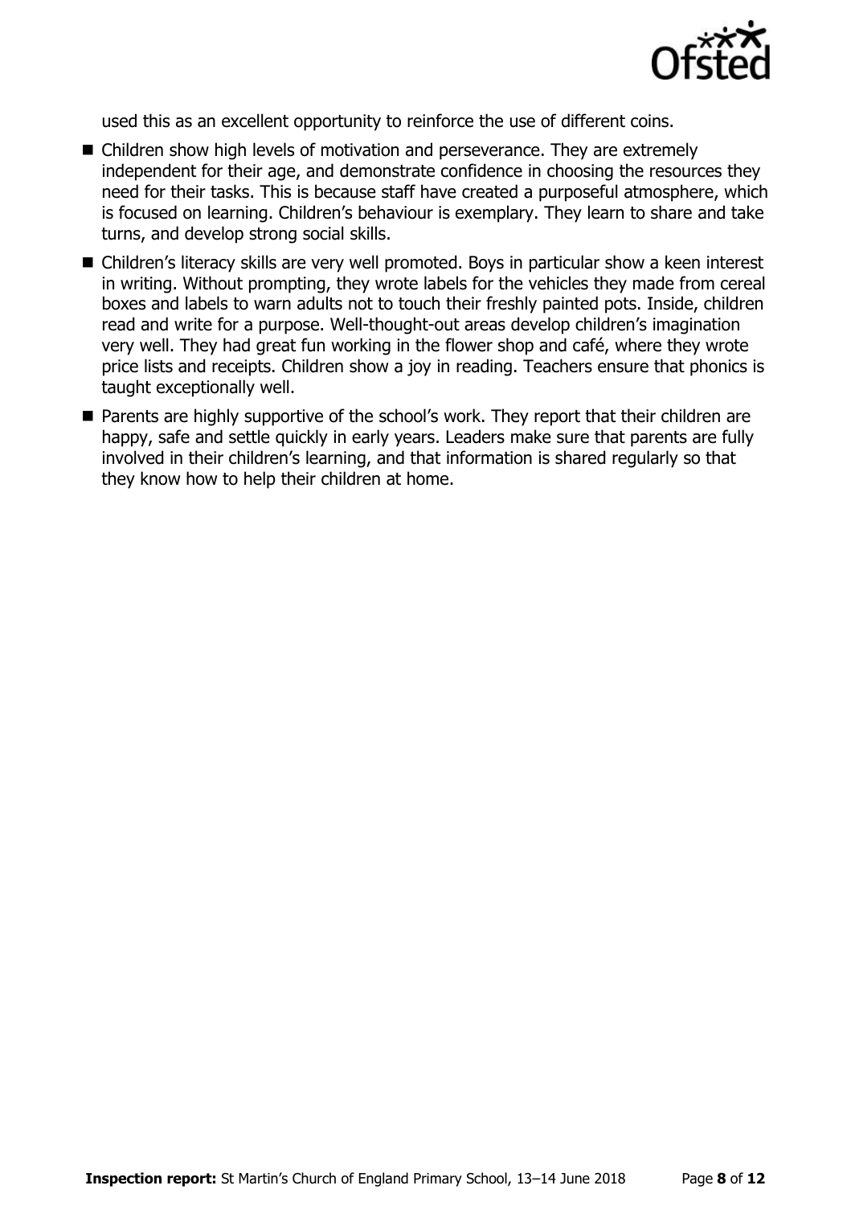used this as an excellent opportunity to reinforce the use of different coins.

- Children show high levels of motivation and perseverance. They are extremely independent for their age, and demonstrate confidence in choosing the resources they need for their tasks. This is because staff have created a purposeful atmosphere, which is focused on learning. Children's behaviour is exemplary. They learn to share and take turns, and develop strong social skills.
- Children's literacy skills are very well promoted. Boys in particular show a keen interest in writing. Without prompting, they wrote labels for the vehicles they made from cereal boxes and labels to warn adults not to touch their freshly painted pots. Inside, children read and write for a purpose. Well-thought-out areas develop children's imagination very well. They had great fun working in the flower shop and café, where they wrote price lists and receipts. Children show a joy in reading. Teachers ensure that phonics is taught exceptionally well.
- Parents are highly supportive of the school's work. They report that their children are happy, safe and settle quickly in early years. Leaders make sure that parents are fully involved in their children's learning, and that information is shared regularly so that they know how to help their children at home.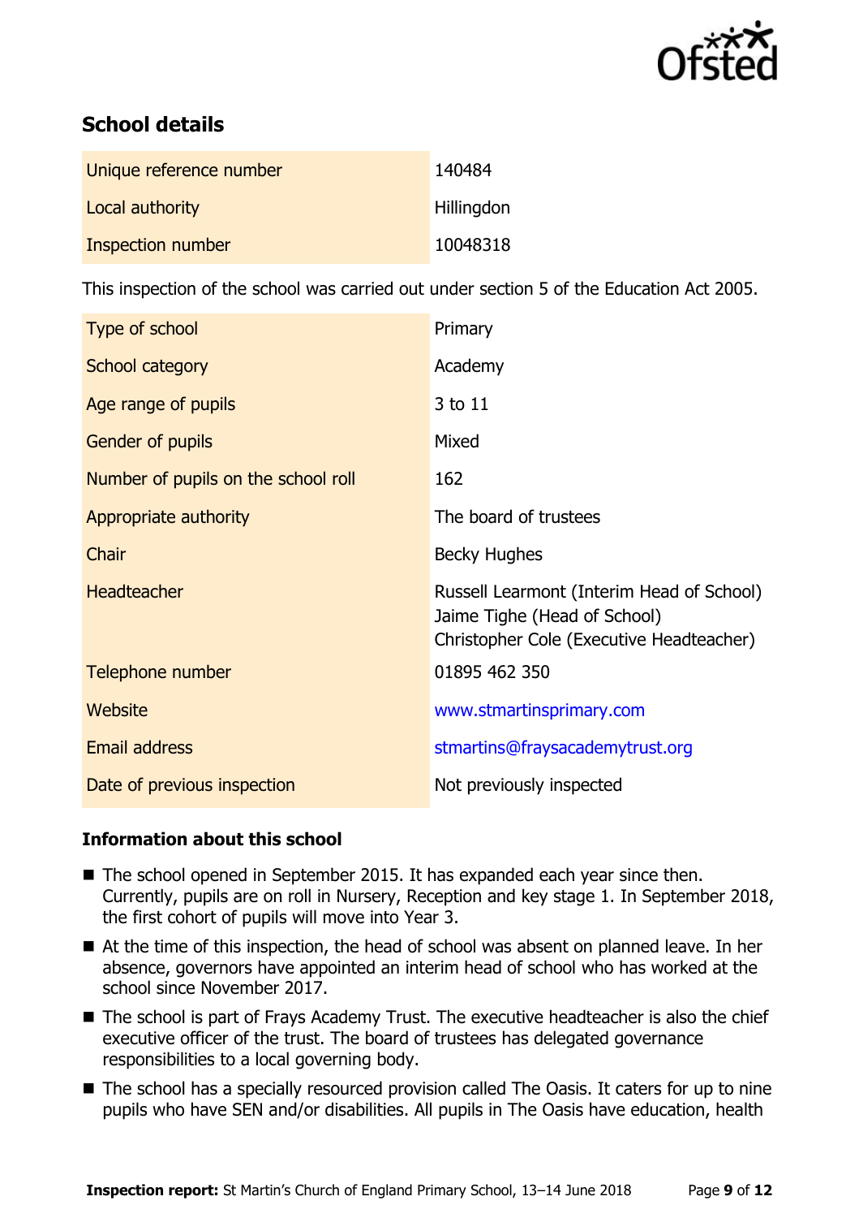## School details

| | |
|---|---|
| Unique reference number | 140484 |
| Local authority | Hillingdon |
| Inspection number | 10048318 |

This inspection of the school was carried out under section 5 of the Education Act 2005.

| | |
|---|---|
| Type of school | Primary |
| School category | Academy |
| Age range of pupils | 3 to 11 |
| Gender of pupils | Mixed |
| Number of pupils on the school roll | 162 |
| Appropriate authority | The board of trustees |
| Chair | Becky Hughes |
| Headteacher | Russell Learmont (Interim Head of School)<br>Jaime Tighe (Head of School)<br>Christopher Cole (Executive Headteacher) |
| Telephone number | 01895 462 350 |
| Website | www.stmartinsprimary.com |
| Email address | stmartins@fraysacademytrust.org |
| Date of previous inspection | Not previously inspected |

### Information about this school

- The school opened in September 2015. It has expanded each year since then. Currently, pupils are on roll in Nursery, Reception and key stage 1. In September 2018, the first cohort of pupils will move into Year 3.
- At the time of this inspection, the head of school was absent on planned leave. In her absence, governors have appointed an interim head of school who has worked at the school since November 2017.
- The school is part of Frays Academy Trust. The executive headteacher is also the chief executive officer of the trust. The board of trustees has delegated governance responsibilities to a local governing body.
- The school has a specially resourced provision called The Oasis. It caters for up to nine pupils who have SEN and/or disabilities. All pupils in The Oasis have education, health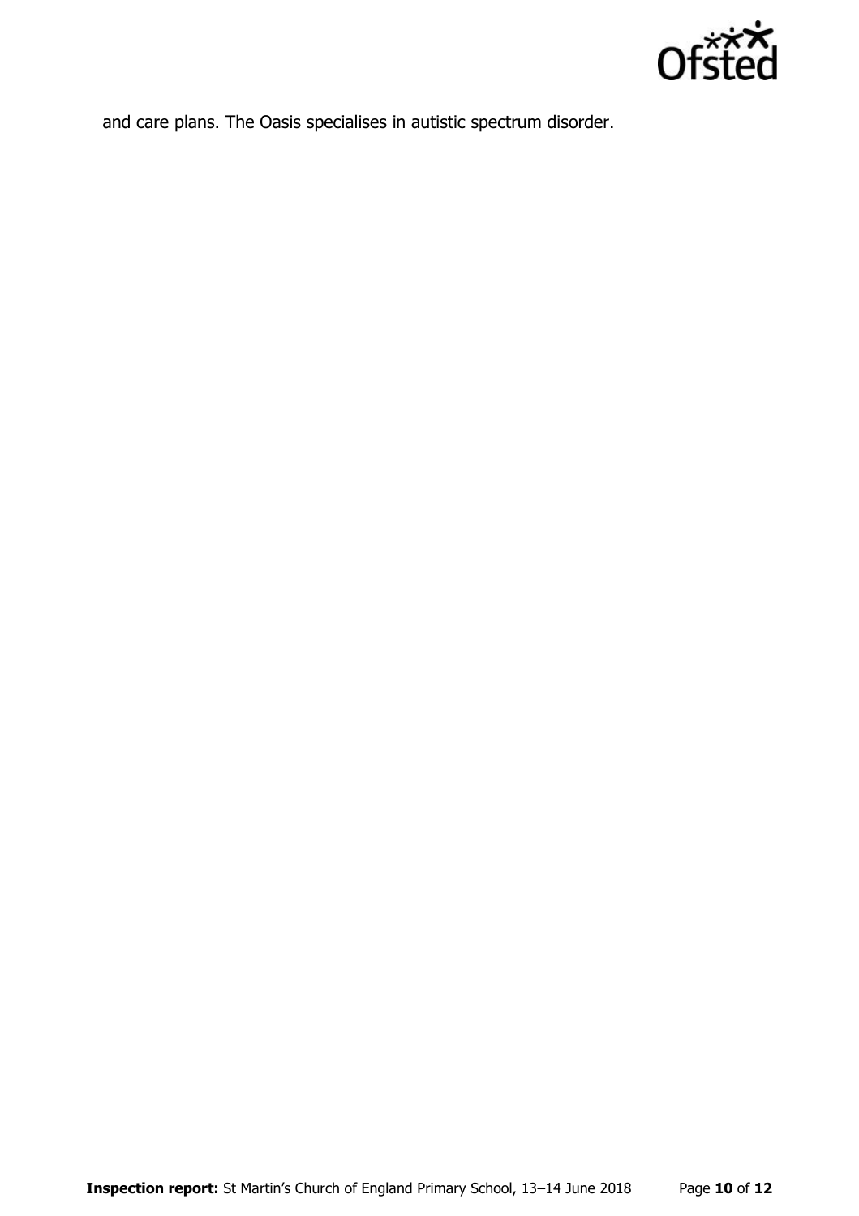and care plans. The Oasis specialises in autistic spectrum disorder.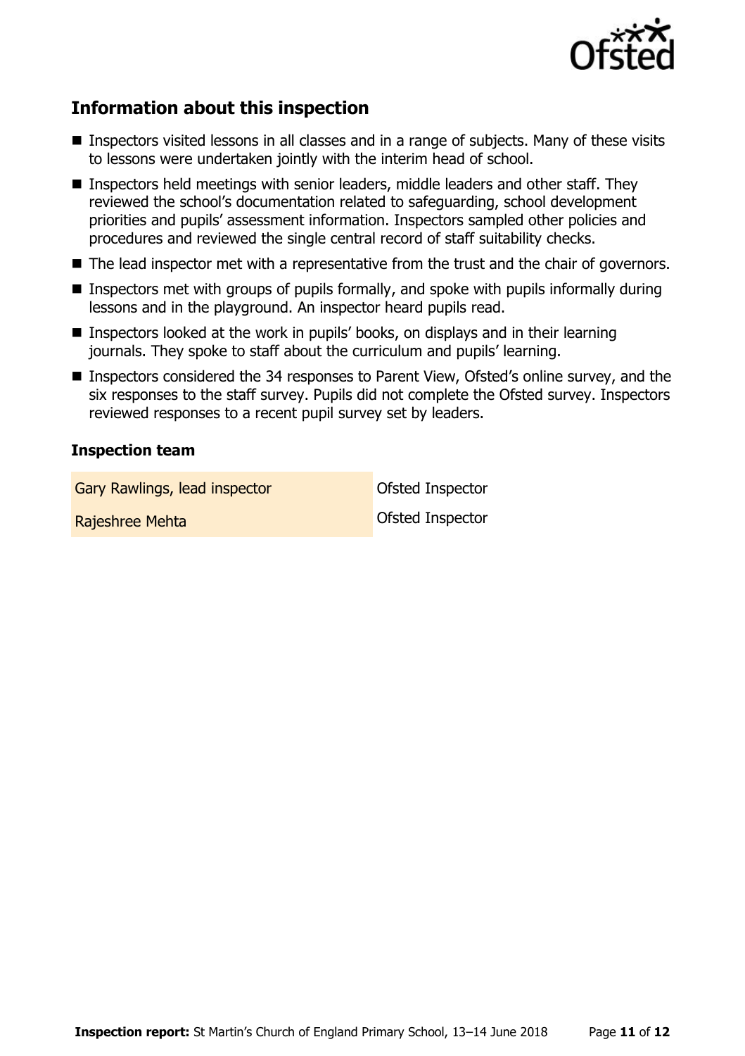## Information about this inspection

- Inspectors visited lessons in all classes and in a range of subjects. Many of these visits to lessons were undertaken jointly with the interim head of school.
- Inspectors held meetings with senior leaders, middle leaders and other staff. They reviewed the school's documentation related to safeguarding, school development priorities and pupils' assessment information. Inspectors sampled other policies and procedures and reviewed the single central record of staff suitability checks.
- The lead inspector met with a representative from the trust and the chair of governors.
- Inspectors met with groups of pupils formally, and spoke with pupils informally during lessons and in the playground. An inspector heard pupils read.
- Inspectors looked at the work in pupils' books, on displays and in their learning journals. They spoke to staff about the curriculum and pupils' learning.
- Inspectors considered the 34 responses to Parent View, Ofsted's online survey, and the six responses to the staff survey. Pupils did not complete the Ofsted survey. Inspectors reviewed responses to a recent pupil survey set by leaders.

### Inspection team

| | |
|---|---|
| Gary Rawlings, lead inspector | Ofsted Inspector |
| Rajeshree Mehta | Ofsted Inspector |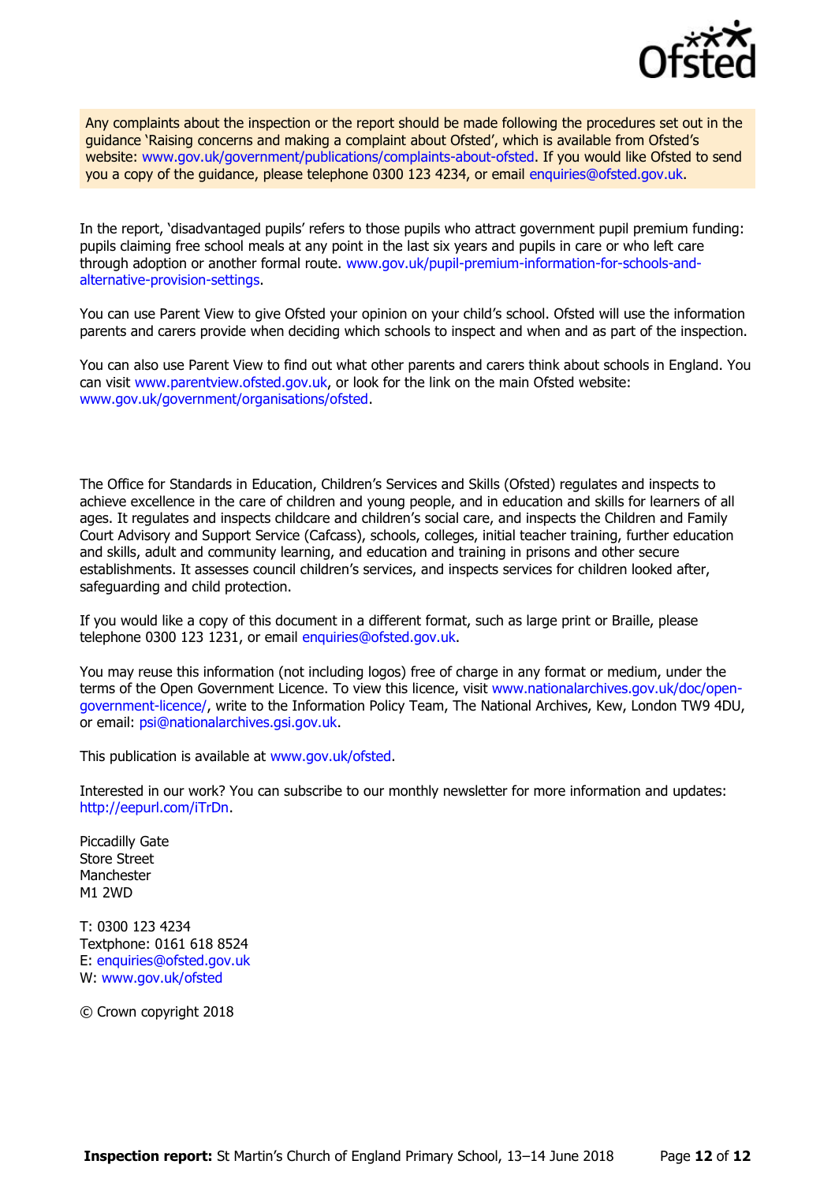Any complaints about the inspection or the report should be made following the procedures set out in the guidance 'Raising concerns and making a complaint about Ofsted', which is available from Ofsted's website: www.gov.uk/government/publications/complaints-about-ofsted. If you would like Ofsted to send you a copy of the guidance, please telephone 0300 123 4234, or email enquiries@ofsted.gov.uk.

In the report, 'disadvantaged pupils' refers to those pupils who attract government pupil premium funding: pupils claiming free school meals at any point in the last six years and pupils in care or who left care through adoption or another formal route. www.gov.uk/pupil-premium-information-for-schools-and-alternative-provision-settings.

You can use Parent View to give Ofsted your opinion on your child's school. Ofsted will use the information parents and carers provide when deciding which schools to inspect and when and as part of the inspection.

You can also use Parent View to find out what other parents and carers think about schools in England. You can visit www.parentview.ofsted.gov.uk, or look for the link on the main Ofsted website: www.gov.uk/government/organisations/ofsted.

The Office for Standards in Education, Children's Services and Skills (Ofsted) regulates and inspects to achieve excellence in the care of children and young people, and in education and skills for learners of all ages. It regulates and inspects childcare and children's social care, and inspects the Children and Family Court Advisory and Support Service (Cafcass), schools, colleges, initial teacher training, further education and skills, adult and community learning, and education and training in prisons and other secure establishments. It assesses council children's services, and inspects services for children looked after, safeguarding and child protection.

If you would like a copy of this document in a different format, such as large print or Braille, please telephone 0300 123 1231, or email enquiries@ofsted.gov.uk.

You may reuse this information (not including logos) free of charge in any format or medium, under the terms of the Open Government Licence. To view this licence, visit www.nationalarchives.gov.uk/doc/open-government-licence/, write to the Information Policy Team, The National Archives, Kew, London TW9 4DU, or email: psi@nationalarchives.gsi.gov.uk.

This publication is available at www.gov.uk/ofsted.

Interested in our work? You can subscribe to our monthly newsletter for more information and updates: http://eepurl.com/iTrDn.

Piccadilly Gate
Store Street
Manchester
M1 2WD

T: 0300 123 4234
Textphone: 0161 618 8524
E: enquiries@ofsted.gov.uk
W: www.gov.uk/ofsted

© Crown copyright 2018